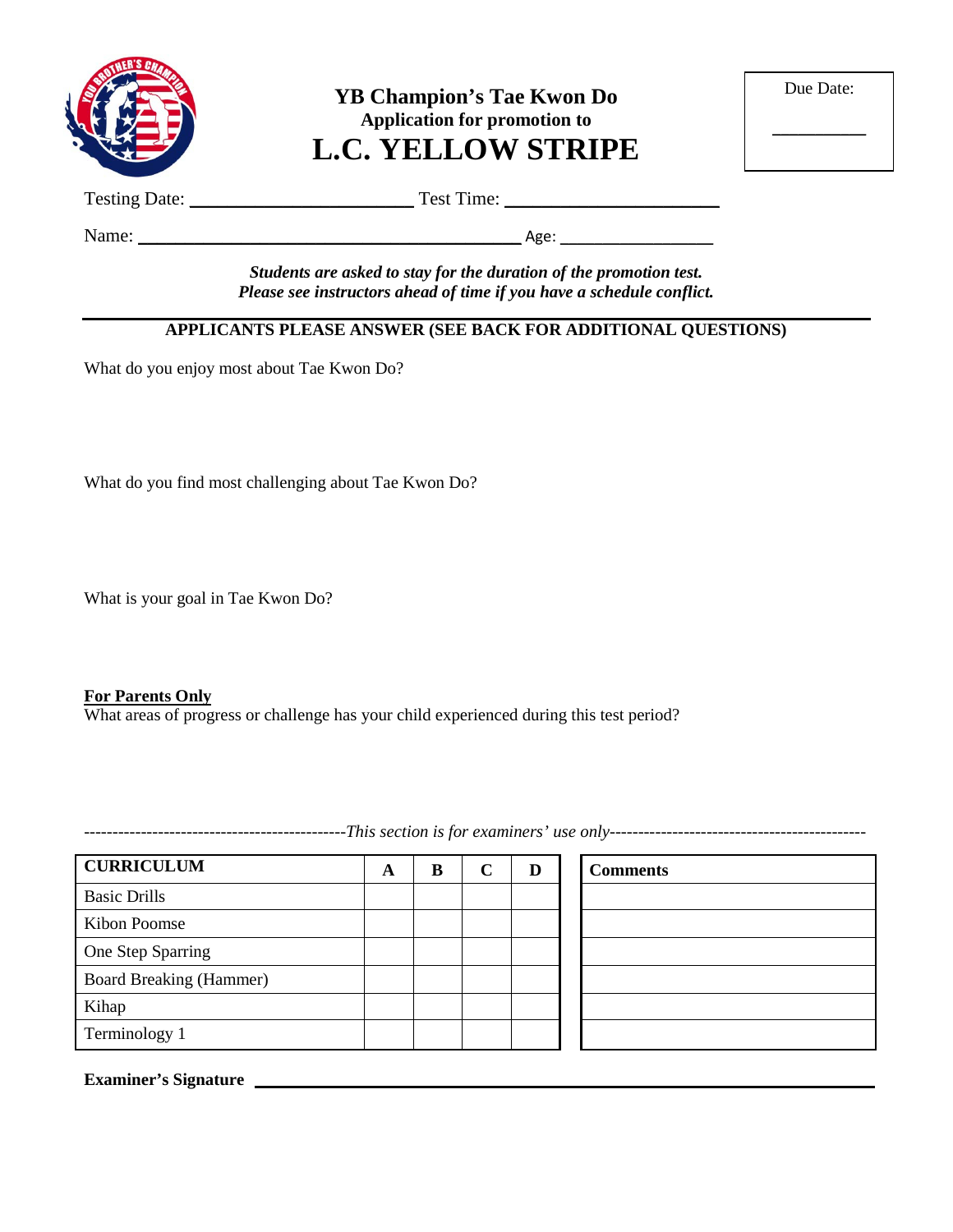Due Date: __________

# YB Champion's Tae Kwon Do

### Application for promotion to

# L.C. YELLOW STRIPE

Testing Date: ________________________ Test Time: ________________________

Name: __________________________________________ Age: _________________

***Students are asked to stay for the duration of the promotion test.***
***Please see instructors ahead of time if you have a schedule conflict.***

---

**APPLICANTS PLEASE ANSWER (SEE BACK FOR ADDITIONAL QUESTIONS)**

What do you enjoy most about Tae Kwon Do?

What do you find most challenging about Tae Kwon Do?

What is your goal in Tae Kwon Do?

**For Parents Only**
What areas of progress or challenge has your child experienced during this test period?

----------------------------------------------*This section is for examiners' use only*---------------------------------------------

| CURRICULUM | A | B | C | D | Comments |
|---|---|---|---|---|---|
| Basic Drills | | | | | |
| Kibon Poomse | | | | | |
| One Step Sparring | | | | | |
| Board Breaking (Hammer) | | | | | |
| Kihap | | | | | |
| Terminology 1 | | | | | |

**Examiner's Signature** ______________________________________________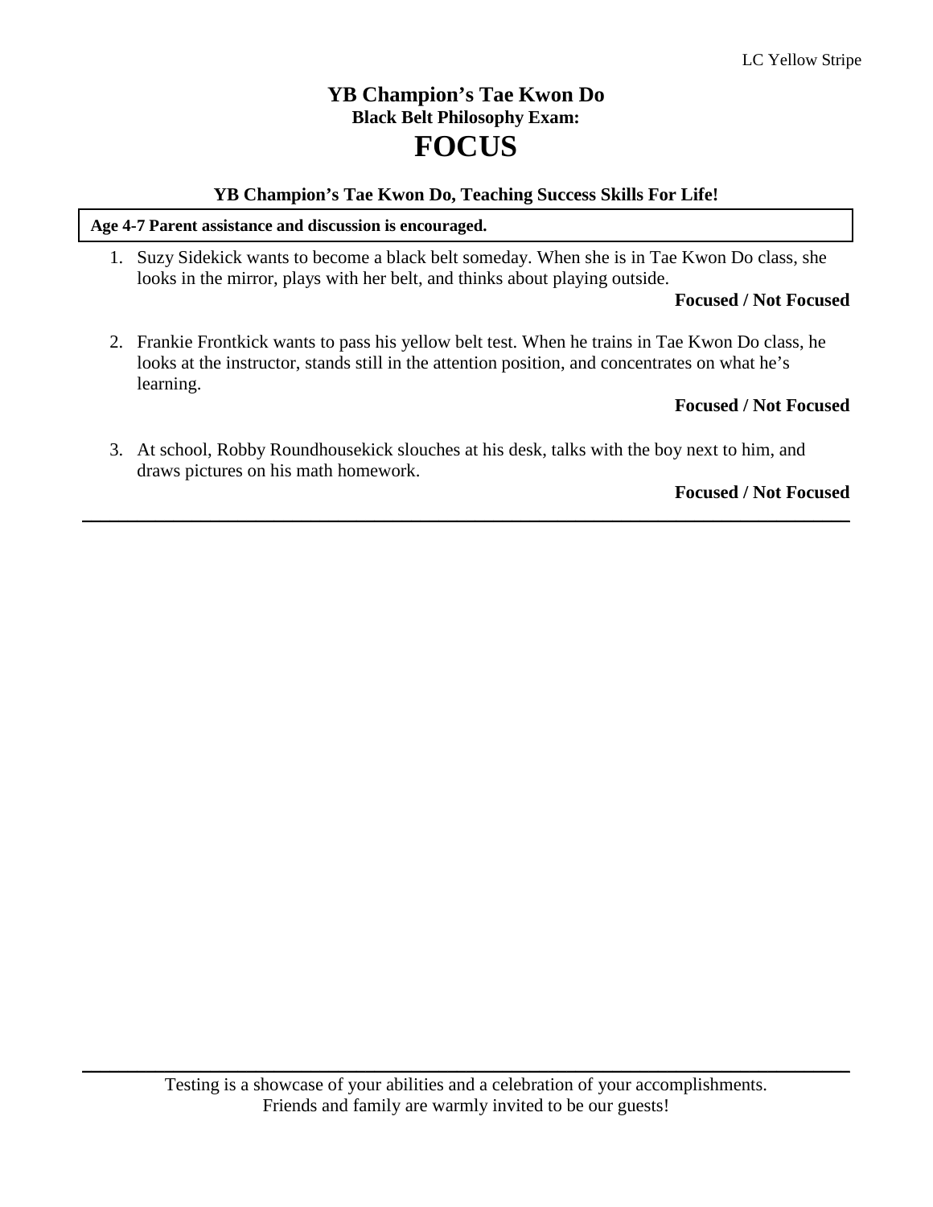LC Yellow Stripe

# YB Champion's Tae Kwon Do

### Black Belt Philosophy Exam:

# FOCUS

**YB Champion's Tae Kwon Do, Teaching Success Skills For Life!**

**Age 4-7 Parent assistance and discussion is encouraged.**

1. Suzy Sidekick wants to become a black belt someday. When she is in Tae Kwon Do class, she looks in the mirror, plays with her belt, and thinks about playing outside.

   **Focused / Not Focused**

2. Frankie Frontkick wants to pass his yellow belt test. When he trains in Tae Kwon Do class, he looks at the instructor, stands still in the attention position, and concentrates on what he's learning.

   **Focused / Not Focused**

3. At school, Robby Roundhousekick slouches at his desk, talks with the boy next to him, and draws pictures on his math homework.

   **Focused / Not Focused**

---

Testing is a showcase of your abilities and a celebration of your accomplishments.
Friends and family are warmly invited to be our guests!